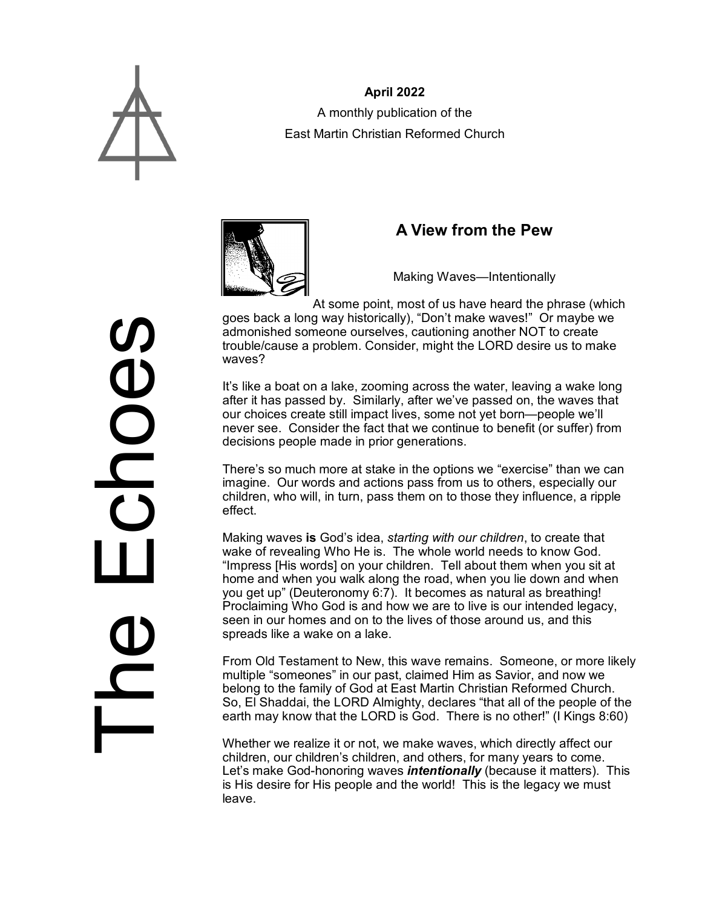# The Echoes

**April 2022**

A monthly publication of the

East Martin Christian Reformed Church

## A View from the Pew

Making Waves—Intentionally

At some point, most of us have heard the phrase (which goes back a long way historically), "Don't make waves!" Or maybe we admonished someone ourselves, cautioning another NOT to create trouble/cause a problem. Consider, might the LORD desire us to make waves?

It's like a boat on a lake, zooming across the water, leaving a wake long after it has passed by. Similarly, after we've passed on, the waves that our choices create still impact lives, some not yet born—people we'll never see. Consider the fact that we continue to benefit (or suffer) from decisions people made in prior generations.

There's so much more at stake in the options we "exercise" than we can imagine. Our words and actions pass from us to others, especially our children, who will, in turn, pass them on to those they influence, a ripple effect.

Making waves **is** God's idea, *starting with our children*, to create that wake of revealing Who He is. The whole world needs to know God. "Impress [His words] on your children. Tell about them when you sit at home and when you walk along the road, when you lie down and when you get up" (Deuteronomy 6:7). It becomes as natural as breathing! Proclaiming Who God is and how we are to live is our intended legacy, seen in our homes and on to the lives of those around us, and this spreads like a wake on a lake.

From Old Testament to New, this wave remains. Someone, or more likely multiple "someones" in our past, claimed Him as Savior, and now we belong to the family of God at East Martin Christian Reformed Church. So, El Shaddai, the LORD Almighty, declares "that all of the people of the earth may know that the LORD is God. There is no other!" (I Kings 8:60)

Whether we realize it or not, we make waves, which directly affect our children, our children's children, and others, for many years to come. Let's make God-honoring waves ***intentionally*** (because it matters). This is His desire for His people and the world! This is the legacy we must leave.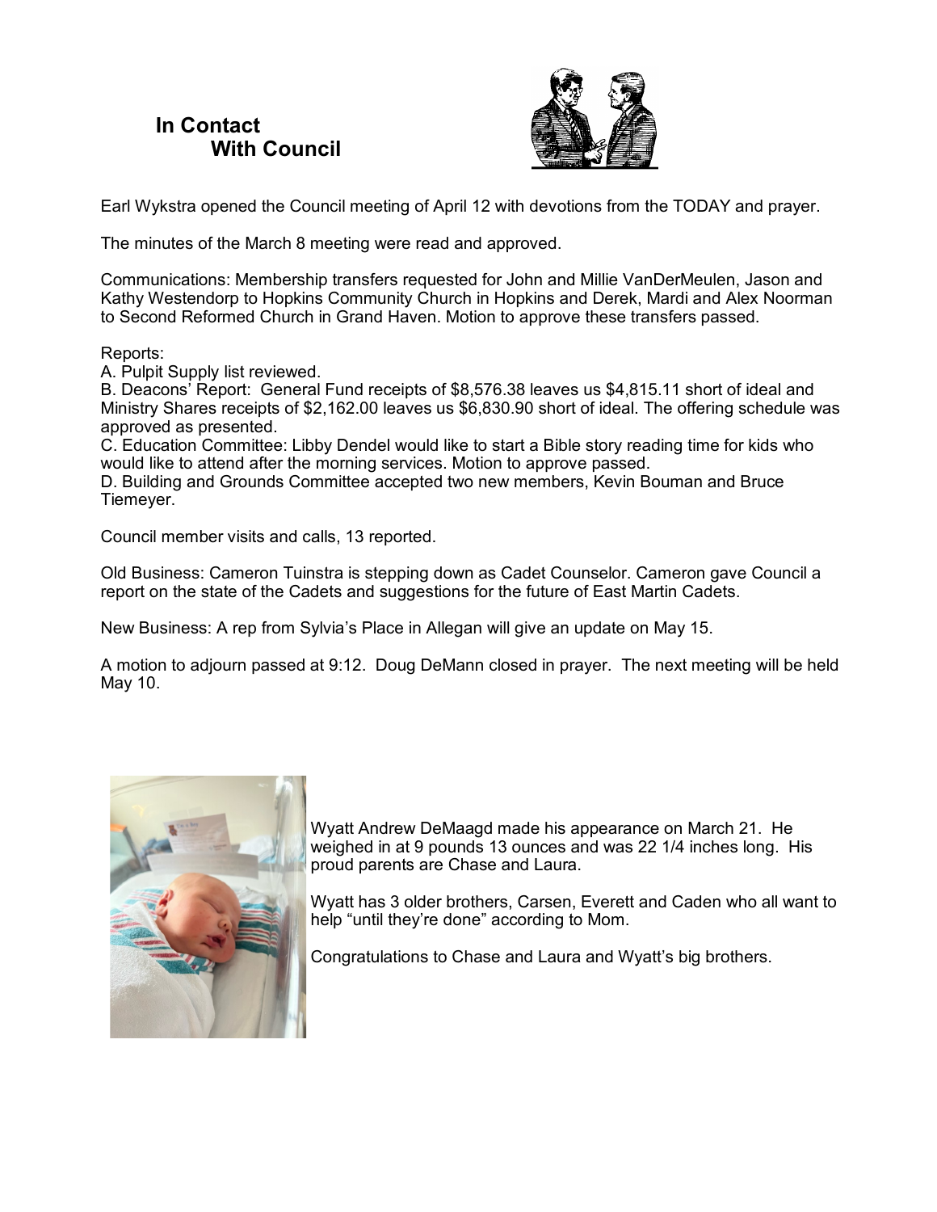## In Contact With Council

Earl Wykstra opened the Council meeting of April 12 with devotions from the TODAY and prayer.

The minutes of the March 8 meeting were read and approved.

Communications: Membership transfers requested for John and Millie VanDerMeulen, Jason and Kathy Westendorp to Hopkins Community Church in Hopkins and Derek, Mardi and Alex Noorman to Second Reformed Church in Grand Haven. Motion to approve these transfers passed.

Reports:
A. Pulpit Supply list reviewed.
B. Deacons' Report: General Fund receipts of $8,576.38 leaves us $4,815.11 short of ideal and Ministry Shares receipts of $2,162.00 leaves us $6,830.90 short of ideal. The offering schedule was approved as presented.
C. Education Committee: Libby Dendel would like to start a Bible story reading time for kids who would like to attend after the morning services. Motion to approve passed.
D. Building and Grounds Committee accepted two new members, Kevin Bouman and Bruce Tiemeyer.

Council member visits and calls, 13 reported.

Old Business: Cameron Tuinstra is stepping down as Cadet Counselor. Cameron gave Council a report on the state of the Cadets and suggestions for the future of East Martin Cadets.

New Business: A rep from Sylvia's Place in Allegan will give an update on May 15.

A motion to adjourn passed at 9:12. Doug DeMann closed in prayer. The next meeting will be held May 10.

Wyatt Andrew DeMaagd made his appearance on March 21. He weighed in at 9 pounds 13 ounces and was 22 1/4 inches long. His proud parents are Chase and Laura.

Wyatt has 3 older brothers, Carsen, Everett and Caden who all want to help "until they're done" according to Mom.

Congratulations to Chase and Laura and Wyatt's big brothers.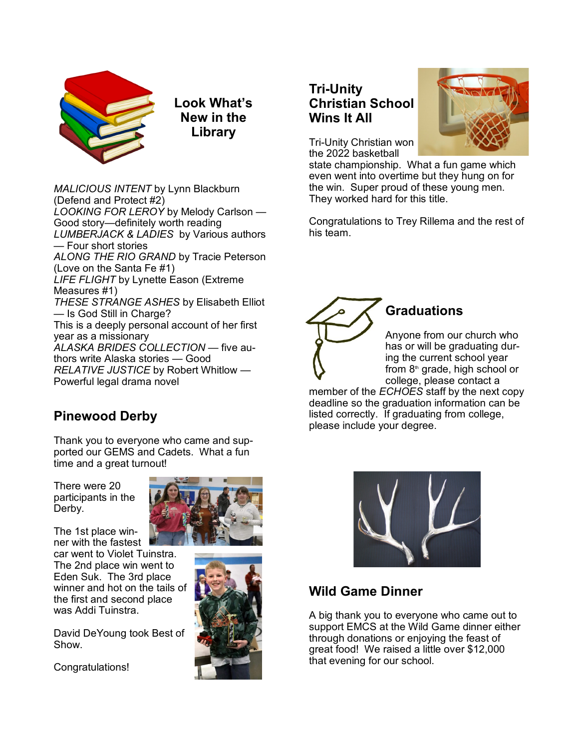## Look What's New in the Library

*MALICIOUS INTENT* by Lynn Blackburn (Defend and Protect #2)
*LOOKING FOR LEROY* by Melody Carlson — Good story—definitely worth reading
*LUMBERJACK & LADIES* by Various authors — Four short stories
*ALONG THE RIO GRAND* by Tracie Peterson (Love on the Santa Fe #1)
*LIFE FLIGHT* by Lynette Eason (Extreme Measures #1)
*THESE STRANGE ASHES* by Elisabeth Elliot — Is God Still in Charge?
This is a deeply personal account of her first year as a missionary
*ALASKA BRIDES COLLECTION* — five authors write Alaska stories — Good
*RELATIVE JUSTICE* by Robert Whitlow — Powerful legal drama novel

## Pinewood Derby

Thank you to everyone who came and supported our GEMS and Cadets. What a fun time and a great turnout!

There were 20 participants in the Derby.

The 1st place winner with the fastest car went to Violet Tuinstra. The 2nd place win went to Eden Suk. The 3rd place winner and hot on the tails of the first and second place was Addi Tuinstra.

David DeYoung took Best of Show.

Congratulations!

## Tri-Unity Christian School Wins It All

Tri-Unity Christian won the 2022 basketball state championship. What a fun game which even went into overtime but they hung on for the win. Super proud of these young men. They worked hard for this title.

Congratulations to Trey Rillema and the rest of his team.

## Graduations

Anyone from our church who has or will be graduating during the current school year from 8th grade, high school or college, please contact a member of the *ECHOES* staff by the next copy deadline so the graduation information can be listed correctly. If graduating from college, please include your degree.

## Wild Game Dinner

A big thank you to everyone who came out to support EMCS at the Wild Game dinner either through donations or enjoying the feast of great food! We raised a little over $12,000 that evening for our school.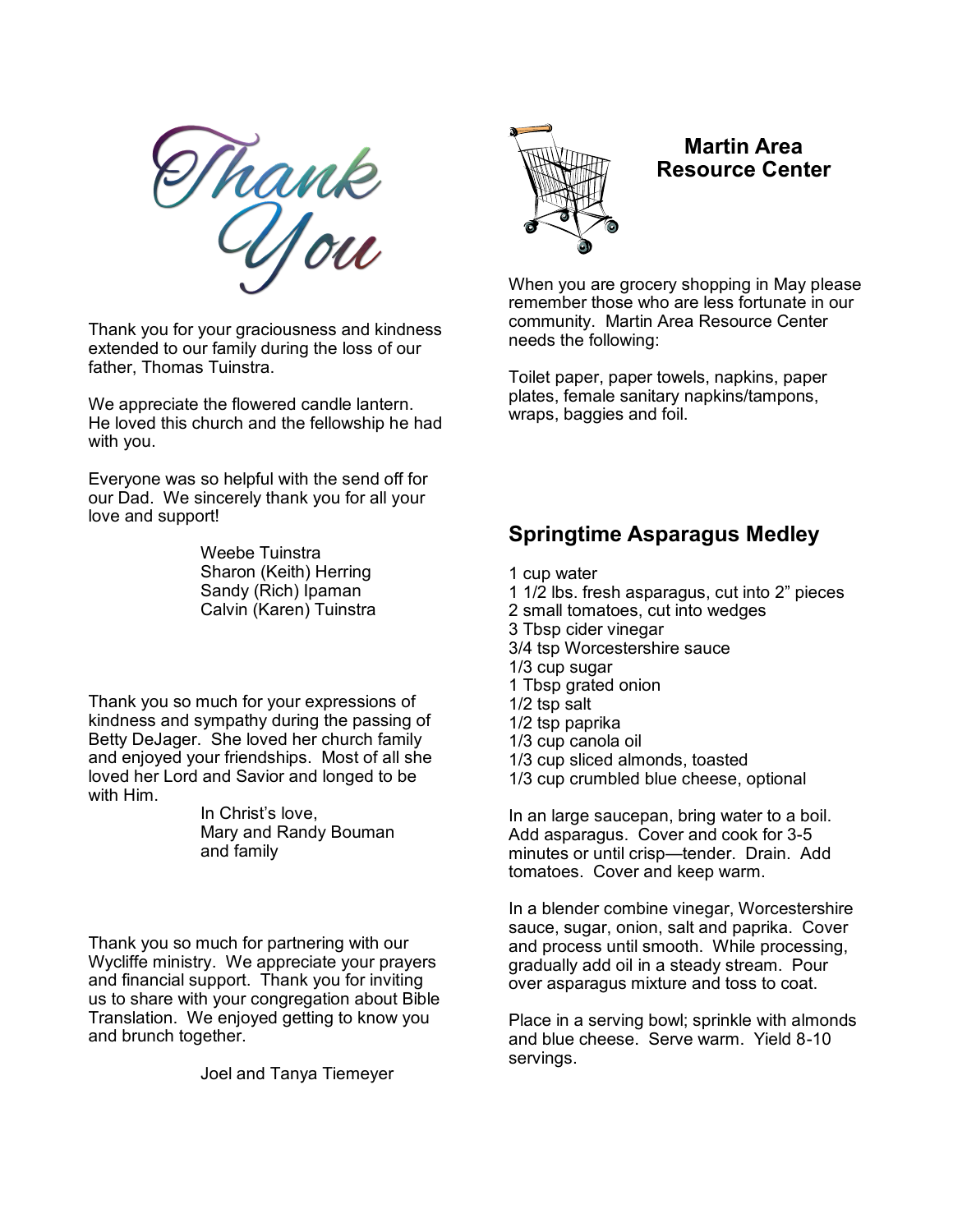# Thank You

Thank you for your graciousness and kindness extended to our family during the loss of our father, Thomas Tuinstra.

We appreciate the flowered candle lantern. He loved this church and the fellowship he had with you.

Everyone was so helpful with the send off for our Dad. We sincerely thank you for all your love and support!

Weebe Tuinstra
Sharon (Keith) Herring
Sandy (Rich) Ipaman
Calvin (Karen) Tuinstra

Thank you so much for your expressions of kindness and sympathy during the passing of Betty DeJager. She loved her church family and enjoyed your friendships. Most of all she loved her Lord and Savior and longed to be with Him.

In Christ's love,
Mary and Randy Bouman
and family

Thank you so much for partnering with our Wycliffe ministry. We appreciate your prayers and financial support. Thank you for inviting us to share with your congregation about Bible Translation. We enjoyed getting to know you and brunch together.

Joel and Tanya Tiemeyer

## Martin Area Resource Center

When you are grocery shopping in May please remember those who are less fortunate in our community. Martin Area Resource Center needs the following:

Toilet paper, paper towels, napkins, paper plates, female sanitary napkins/tampons, wraps, baggies and foil.

## Springtime Asparagus Medley

1 cup water
1 1/2 lbs. fresh asparagus, cut into 2" pieces
2 small tomatoes, cut into wedges
3 Tbsp cider vinegar
3/4 tsp Worcestershire sauce
1/3 cup sugar
1 Tbsp grated onion
1/2 tsp salt
1/2 tsp paprika
1/3 cup canola oil
1/3 cup sliced almonds, toasted
1/3 cup crumbled blue cheese, optional

In an large saucepan, bring water to a boil. Add asparagus. Cover and cook for 3-5 minutes or until crisp—tender. Drain. Add tomatoes. Cover and keep warm.

In a blender combine vinegar, Worcestershire sauce, sugar, onion, salt and paprika. Cover and process until smooth. While processing, gradually add oil in a steady stream. Pour over asparagus mixture and toss to coat.

Place in a serving bowl; sprinkle with almonds and blue cheese. Serve warm. Yield 8-10 servings.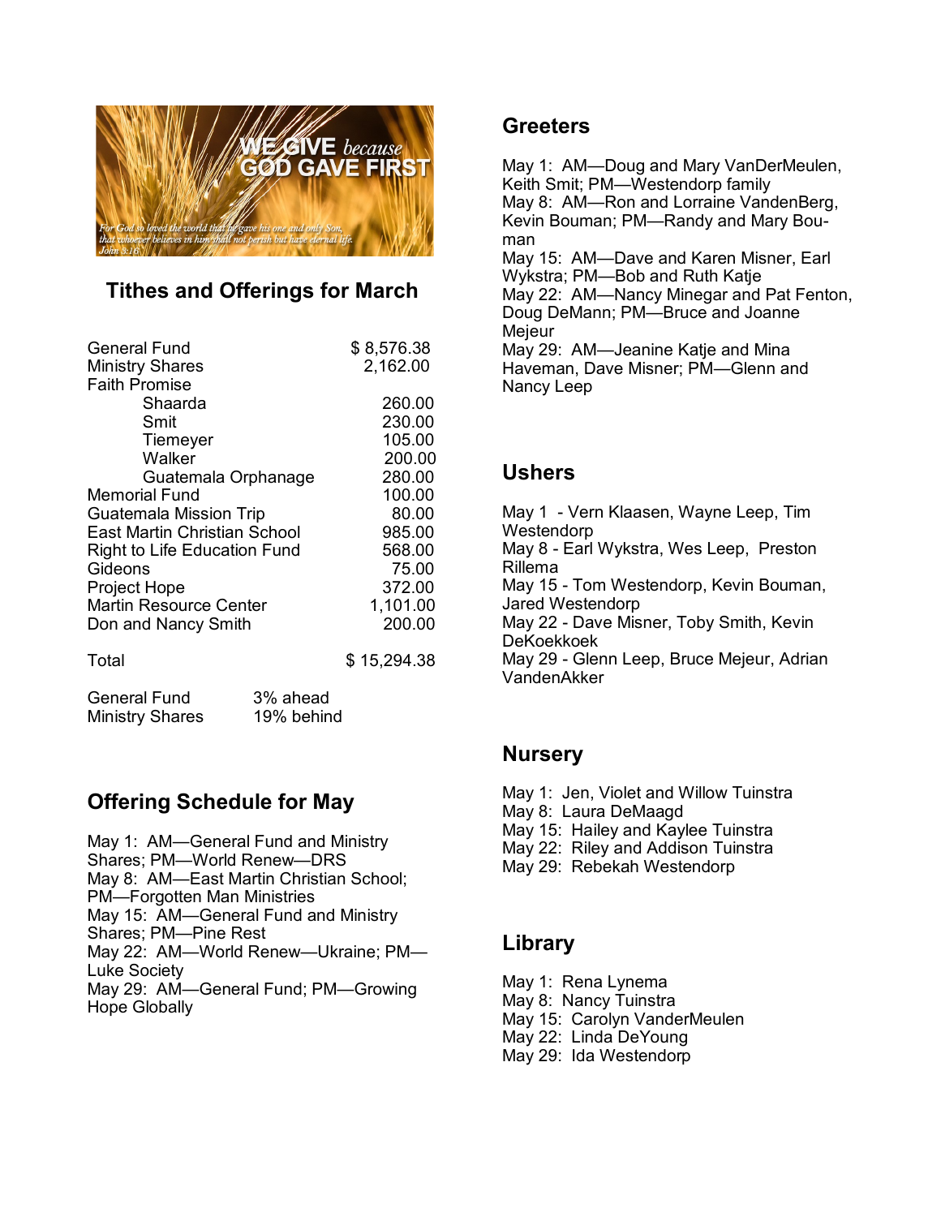WE GIVE because GOD GAVE FIRST

For God so loved the world that he gave his one and only Son, that whoever believes in him shall not perish but have eternal life. John 3:16

## Tithes and Offerings for March

| | |
|---|---|
| General Fund | $ 8,576.38 |
| Ministry Shares | 2,162.00 |
| Faith Promise | |
| Shaarda | 260.00 |
| Smit | 230.00 |
| Tiemeyer | 105.00 |
| Walker | 200.00 |
| Guatemala Orphanage | 280.00 |
| Memorial Fund | 100.00 |
| Guatemala Mission Trip | 80.00 |
| East Martin Christian School | 985.00 |
| Right to Life Education Fund | 568.00 |
| Gideons | 75.00 |
| Project Hope | 372.00 |
| Martin Resource Center | 1,101.00 |
| Don and Nancy Smith | 200.00 |
| Total | $ 15,294.38 |

| | |
|---|---|
| General Fund | 3% ahead |
| Ministry Shares | 19% behind |

## Offering Schedule for May

May 1: AM—General Fund and Ministry Shares; PM—World Renew—DRS
May 8: AM—East Martin Christian School; PM—Forgotten Man Ministries
May 15: AM—General Fund and Ministry Shares; PM—Pine Rest
May 22: AM—World Renew—Ukraine; PM—Luke Society
May 29: AM—General Fund; PM—Growing Hope Globally

## Greeters

May 1: AM—Doug and Mary VanDerMeulen, Keith Smit; PM—Westendorp family
May 8: AM—Ron and Lorraine VandenBerg, Kevin Bouman; PM—Randy and Mary Bouman
May 15: AM—Dave and Karen Misner, Earl Wykstra; PM—Bob and Ruth Katje
May 22: AM—Nancy Minegar and Pat Fenton, Doug DeMann; PM—Bruce and Joanne Mejeur
May 29: AM—Jeanine Katje and Mina Haveman, Dave Misner; PM—Glenn and Nancy Leep

## Ushers

May 1 - Vern Klaasen, Wayne Leep, Tim Westendorp
May 8 - Earl Wykstra, Wes Leep, Preston Rillema
May 15 - Tom Westendorp, Kevin Bouman, Jared Westendorp
May 22 - Dave Misner, Toby Smith, Kevin DeKoekkoek
May 29 - Glenn Leep, Bruce Mejeur, Adrian VandenAkker

## Nursery

May 1: Jen, Violet and Willow Tuinstra
May 8: Laura DeMaagd
May 15: Hailey and Kaylee Tuinstra
May 22: Riley and Addison Tuinstra
May 29: Rebekah Westendorp

## Library

May 1: Rena Lynema
May 8: Nancy Tuinstra
May 15: Carolyn VanderMeulen
May 22: Linda DeYoung
May 29: Ida Westendorp